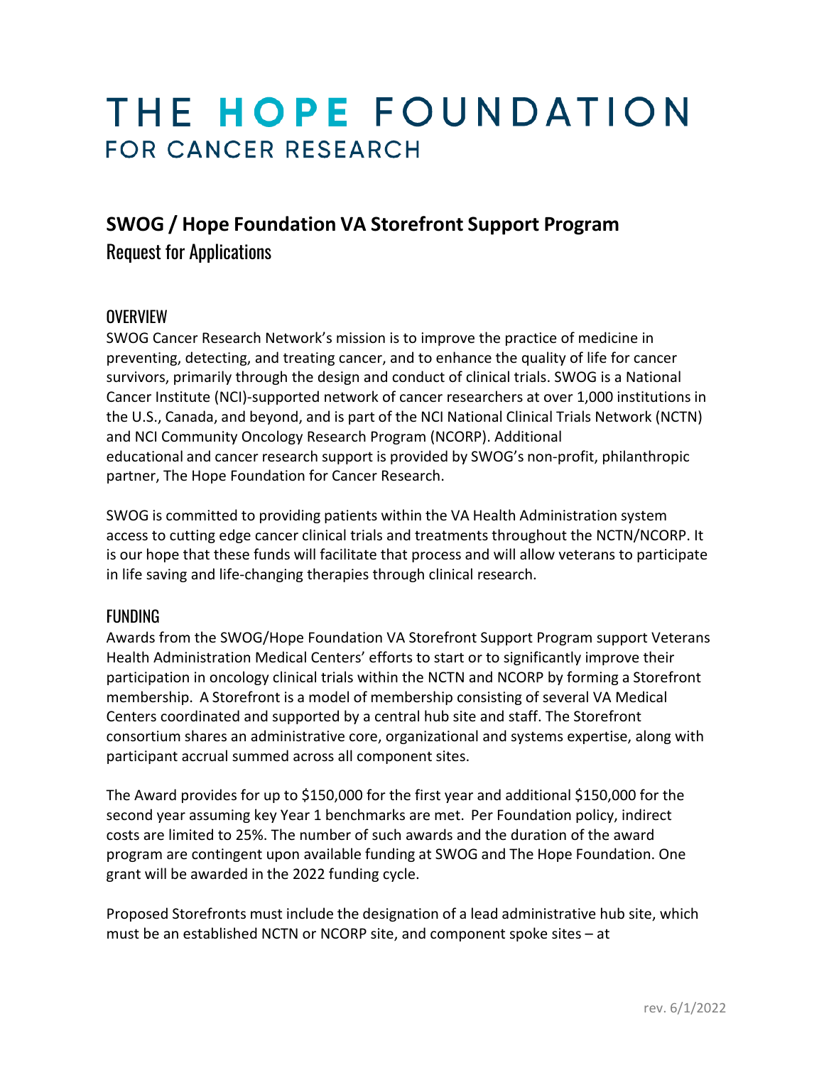# THE HOPE FOUNDATION
## FOR CANCER RESEARCH

## SWOG / Hope Foundation VA Storefront Support Program

Request for Applications

### OVERVIEW

SWOG Cancer Research Network's mission is to improve the practice of medicine in preventing, detecting, and treating cancer, and to enhance the quality of life for cancer survivors, primarily through the design and conduct of clinical trials. SWOG is a National Cancer Institute (NCI)-supported network of cancer researchers at over 1,000 institutions in the U.S., Canada, and beyond, and is part of the NCI National Clinical Trials Network (NCTN) and NCI Community Oncology Research Program (NCORP). Additional educational and cancer research support is provided by SWOG's non-profit, philanthropic partner, The Hope Foundation for Cancer Research.

SWOG is committed to providing patients within the VA Health Administration system access to cutting edge cancer clinical trials and treatments throughout the NCTN/NCORP. It is our hope that these funds will facilitate that process and will allow veterans to participate in life saving and life-changing therapies through clinical research.

### FUNDING

Awards from the SWOG/Hope Foundation VA Storefront Support Program support Veterans Health Administration Medical Centers' efforts to start or to significantly improve their participation in oncology clinical trials within the NCTN and NCORP by forming a Storefront membership. A Storefront is a model of membership consisting of several VA Medical Centers coordinated and supported by a central hub site and staff. The Storefront consortium shares an administrative core, organizational and systems expertise, along with participant accrual summed across all component sites.

The Award provides for up to $150,000 for the first year and additional $150,000 for the second year assuming key Year 1 benchmarks are met. Per Foundation policy, indirect costs are limited to 25%. The number of such awards and the duration of the award program are contingent upon available funding at SWOG and The Hope Foundation. One grant will be awarded in the 2022 funding cycle.

Proposed Storefronts must include the designation of a lead administrative hub site, which must be an established NCTN or NCORP site, and component spoke sites – at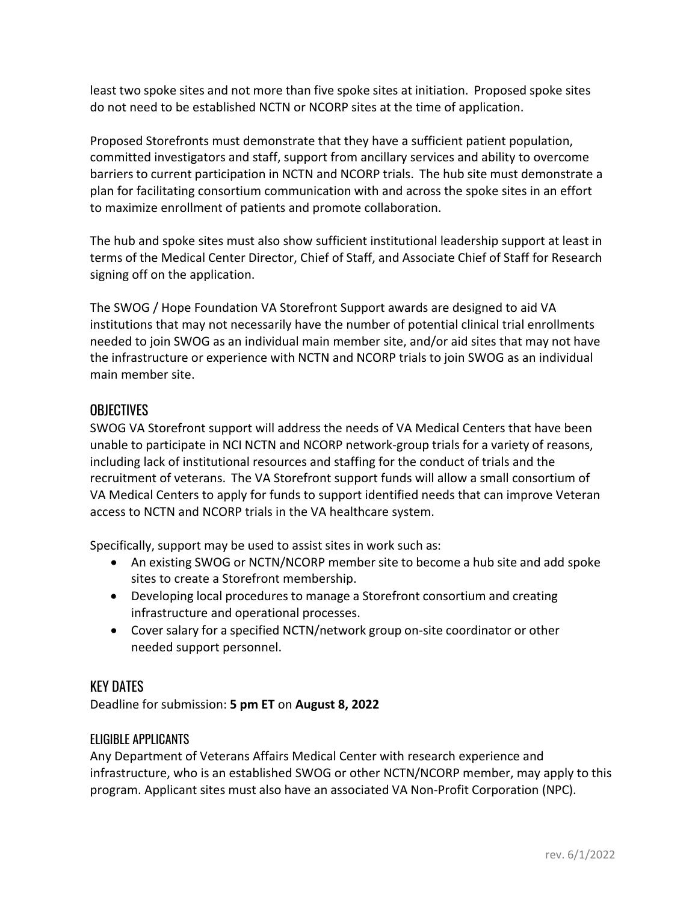least two spoke sites and not more than five spoke sites at initiation. Proposed spoke sites do not need to be established NCTN or NCORP sites at the time of application.

Proposed Storefronts must demonstrate that they have a sufficient patient population, committed investigators and staff, support from ancillary services and ability to overcome barriers to current participation in NCTN and NCORP trials. The hub site must demonstrate a plan for facilitating consortium communication with and across the spoke sites in an effort to maximize enrollment of patients and promote collaboration.

The hub and spoke sites must also show sufficient institutional leadership support at least in terms of the Medical Center Director, Chief of Staff, and Associate Chief of Staff for Research signing off on the application.

The SWOG / Hope Foundation VA Storefront Support awards are designed to aid VA institutions that may not necessarily have the number of potential clinical trial enrollments needed to join SWOG as an individual main member site, and/or aid sites that may not have the infrastructure or experience with NCTN and NCORP trials to join SWOG as an individual main member site.

## OBJECTIVES

SWOG VA Storefront support will address the needs of VA Medical Centers that have been unable to participate in NCI NCTN and NCORP network-group trials for a variety of reasons, including lack of institutional resources and staffing for the conduct of trials and the recruitment of veterans. The VA Storefront support funds will allow a small consortium of VA Medical Centers to apply for funds to support identified needs that can improve Veteran access to NCTN and NCORP trials in the VA healthcare system.

Specifically, support may be used to assist sites in work such as:

- An existing SWOG or NCTN/NCORP member site to become a hub site and add spoke sites to create a Storefront membership.
- Developing local procedures to manage a Storefront consortium and creating infrastructure and operational processes.
- Cover salary for a specified NCTN/network group on-site coordinator or other needed support personnel.

## KEY DATES

Deadline for submission: **5 pm ET** on **August 8, 2022**

### ELIGIBLE APPLICANTS

Any Department of Veterans Affairs Medical Center with research experience and infrastructure, who is an established SWOG or other NCTN/NCORP member, may apply to this program. Applicant sites must also have an associated VA Non-Profit Corporation (NPC).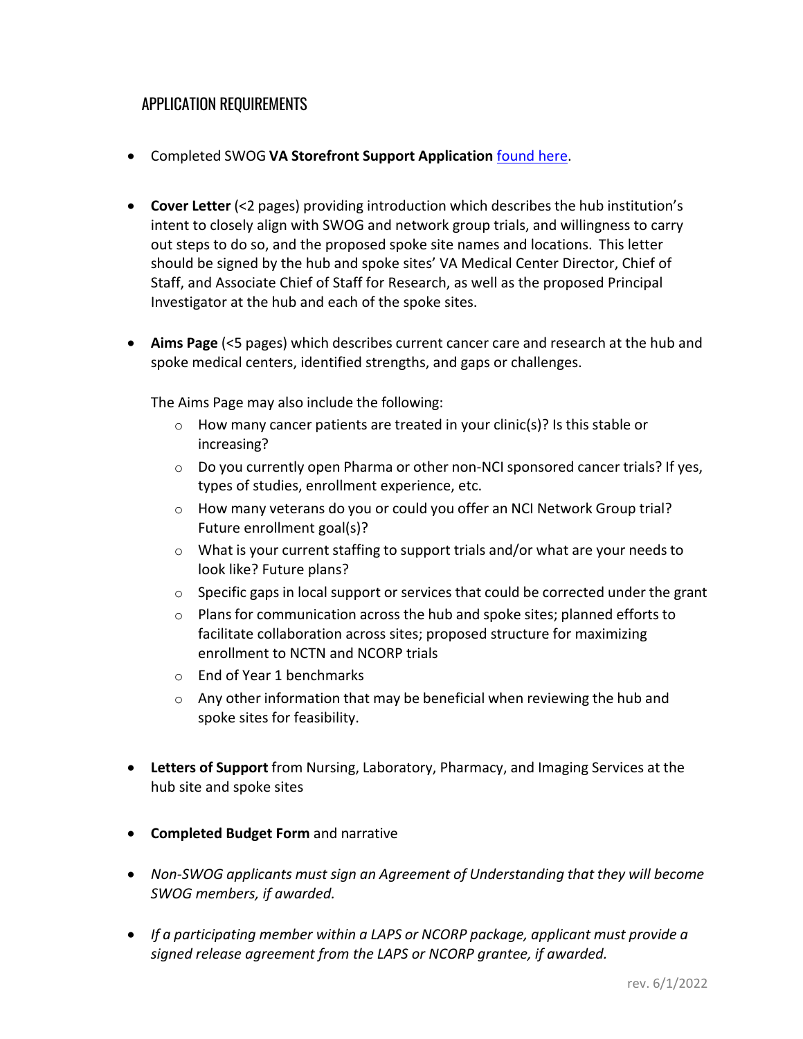## APPLICATION REQUIREMENTS

- Completed SWOG **VA Storefront Support Application** found here.

- **Cover Letter** (<2 pages) providing introduction which describes the hub institution's intent to closely align with SWOG and network group trials, and willingness to carry out steps to do so, and the proposed spoke site names and locations. This letter should be signed by the hub and spoke sites' VA Medical Center Director, Chief of Staff, and Associate Chief of Staff for Research, as well as the proposed Principal Investigator at the hub and each of the spoke sites.

- **Aims Page** (<5 pages) which describes current cancer care and research at the hub and spoke medical centers, identified strengths, and gaps or challenges.

  The Aims Page may also include the following:
  - How many cancer patients are treated in your clinic(s)? Is this stable or increasing?
  - Do you currently open Pharma or other non-NCI sponsored cancer trials? If yes, types of studies, enrollment experience, etc.
  - How many veterans do you or could you offer an NCI Network Group trial? Future enrollment goal(s)?
  - What is your current staffing to support trials and/or what are your needs to look like? Future plans?
  - Specific gaps in local support or services that could be corrected under the grant
  - Plans for communication across the hub and spoke sites; planned efforts to facilitate collaboration across sites; proposed structure for maximizing enrollment to NCTN and NCORP trials
  - End of Year 1 benchmarks
  - Any other information that may be beneficial when reviewing the hub and spoke sites for feasibility.

- **Letters of Support** from Nursing, Laboratory, Pharmacy, and Imaging Services at the hub site and spoke sites

- **Completed Budget Form** and narrative

- *Non-SWOG applicants must sign an Agreement of Understanding that they will become SWOG members, if awarded.*

- *If a participating member within a LAPS or NCORP package, applicant must provide a signed release agreement from the LAPS or NCORP grantee, if awarded.*

rev. 6/1/2022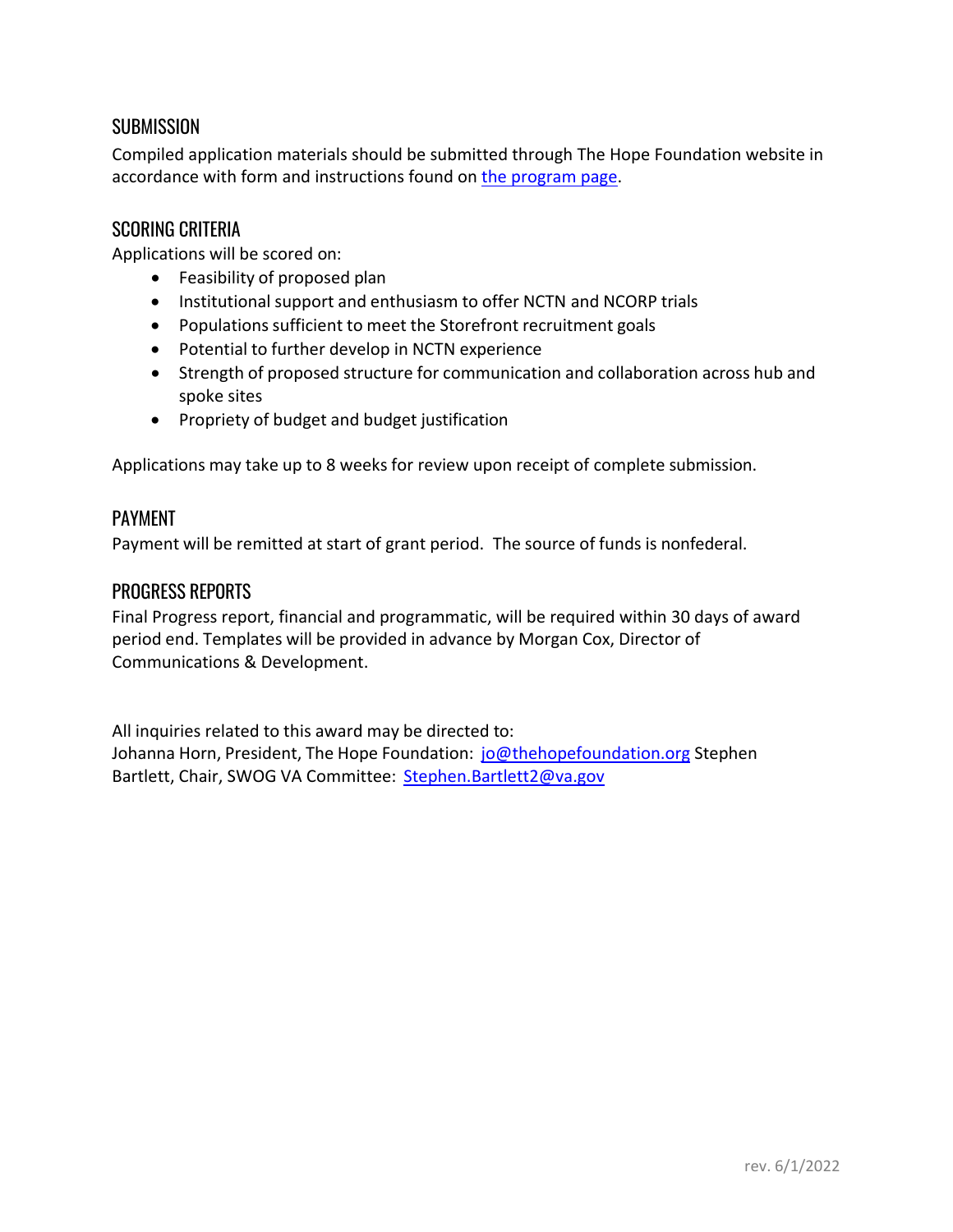## SUBMISSION

Compiled application materials should be submitted through The Hope Foundation website in accordance with form and instructions found on [the program page](#).

## SCORING CRITERIA

Applications will be scored on:

- Feasibility of proposed plan
- Institutional support and enthusiasm to offer NCTN and NCORP trials
- Populations sufficient to meet the Storefront recruitment goals
- Potential to further develop in NCTN experience
- Strength of proposed structure for communication and collaboration across hub and spoke sites
- Propriety of budget and budget justification

Applications may take up to 8 weeks for review upon receipt of complete submission.

## PAYMENT

Payment will be remitted at start of grant period. The source of funds is nonfederal.

## PROGRESS REPORTS

Final Progress report, financial and programmatic, will be required within 30 days of award period end. Templates will be provided in advance by Morgan Cox, Director of Communications & Development.

All inquiries related to this award may be directed to:
Johanna Horn, President, The Hope Foundation: jo@thehopefoundation.org Stephen Bartlett, Chair, SWOG VA Committee: Stephen.Bartlett2@va.gov

rev. 6/1/2022